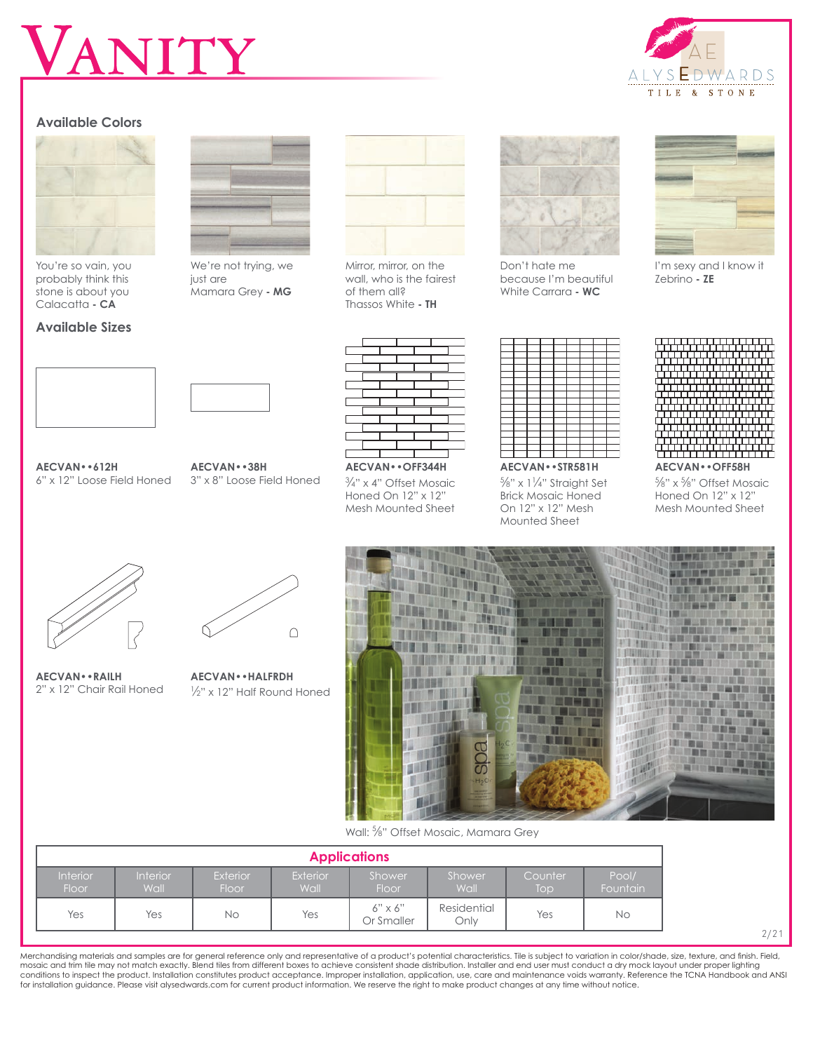# VANITY

ALYSEDWARDS TILE & STONE

### Available Colors

You're so vain, you probably think this stone is about you
Calacatta **- CA**

We're not trying, we just are
Mamara Grey **- MG**

Mirror, mirror, on the wall, who is the fairest of them all?
Thassos White **- TH**

Don't hate me because I'm beautiful
White Carrara **- WC**

I'm sexy and I know it
Zebrino **- ZE**

### Available Sizes

**AECVAN••612H**
6" x 12" Loose Field Honed

**AECVAN••38H**
3" x 8" Loose Field Honed

**AECVAN••OFF344H**
¾" x 4" Offset Mosaic Honed On 12" x 12" Mesh Mounted Sheet

**AECVAN••STR581H**
⅝" x 1¼" Straight Set Brick Mosaic Honed On 12" x 12" Mesh Mounted Sheet

**AECVAN••OFF58H**
⅝" x ⅝" Offset Mosaic Honed On 12" x 12" Mesh Mounted Sheet

**AECVAN••RAILH**
2" x 12" Chair Rail Honed

**AECVAN••HALFRDH**
½" x 12" Half Round Honed

Wall: ⅝" Offset Mosaic, Mamara Grey

| Applications | | | | | | | |
|---|---|---|---|---|---|---|---|
| Interior Floor | Interior Wall | Exterior Floor | Exterior Wall | Shower Floor | Shower Wall | Counter Top | Pool/ Fountain |
| Yes | Yes | No | Yes | 6" x 6" Or Smaller | Residential Only | Yes | No |

Merchandising materials and samples are for general reference only and representative of a product's potential characteristics. Tile is subject to variation in color/shade, size, texture, and finish. Field, mosaic and trim tile may not match exactly. Blend tiles from different boxes to achieve consistent shade distribution. Installer and end user must conduct a dry mock layout under proper lighting conditions to inspect the product. Installation constitutes product acceptance. Improper installation, application, use, care and maintenance voids warranty. Reference the TCNA Handbook and ANSI for installation guidance. Please visit alysedwards.com for current product information. We reserve the right to make product changes at any time without notice.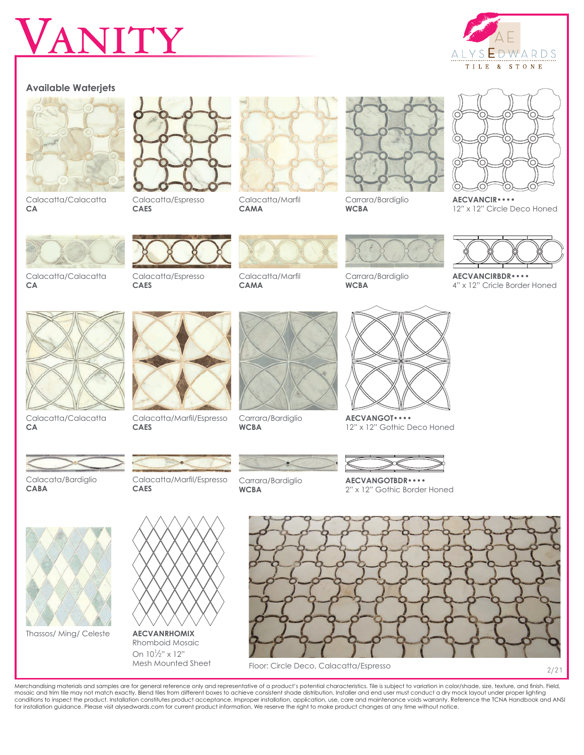# VANITY

ALYSEDWARDS TILE & STONE

## Available Waterjets

Calacatta/Calacatta
**CA**

Calacatta/Espresso
**CAES**

Calacatta/Marfil
**CAMA**

Carrara/Bardiglio
**WCBA**

**AECVANCIR••••**
12" x 12" Circle Deco Honed

Calacatta/Calacatta
**CA**

Calacatta/Espresso
**CAES**

Calacatta/Marfil
**CAMA**

Carrara/Bardiglio
**WCBA**

**AECVANCIRBDR••••**
4" x 12" Cricle Border Honed

Calacatta/Calacatta
**CA**

Calacatta/Marfil/Espresso
**CAES**

Carrara/Bardiglio
**WCBA**

**AECVANGOT••••**
12" x 12" Gothic Deco Honed

Calacata/Bardiglio
**CABA**

Calacatta/Marfil/Espresso
**CAES**

Carrara/Bardiglio
**WCBA**

**AECVANGOTBDR••••**
2" x 12" Gothic Border Honed

Thassos/ Ming/ Celeste

**AECVANRHOMIX**
Rhomboid Mosaic
On 10½" x 12"
Mesh Mounted Sheet

Floor: Circle Deco, Calacatta/Espresso

Merchandising materials and samples are for general reference only and representative of a product's potential characteristics. Tile is subject to variation in color/shade, size, texture, and finish. Field, mosaic and trim tile may not match exactly. Blend tiles from different boxes to achieve consistent shade distribution. Installer and end user must conduct a dry mock layout under proper lighting conditions to inspect the product. Installation constitutes product acceptance. Improper installation, application, use, care and maintenance voids warranty. Reference the TCNA Handbook and ANSI for installation guidance. Please visit alysedwards.com for current product information. We reserve the right to make product changes at any time without notice.